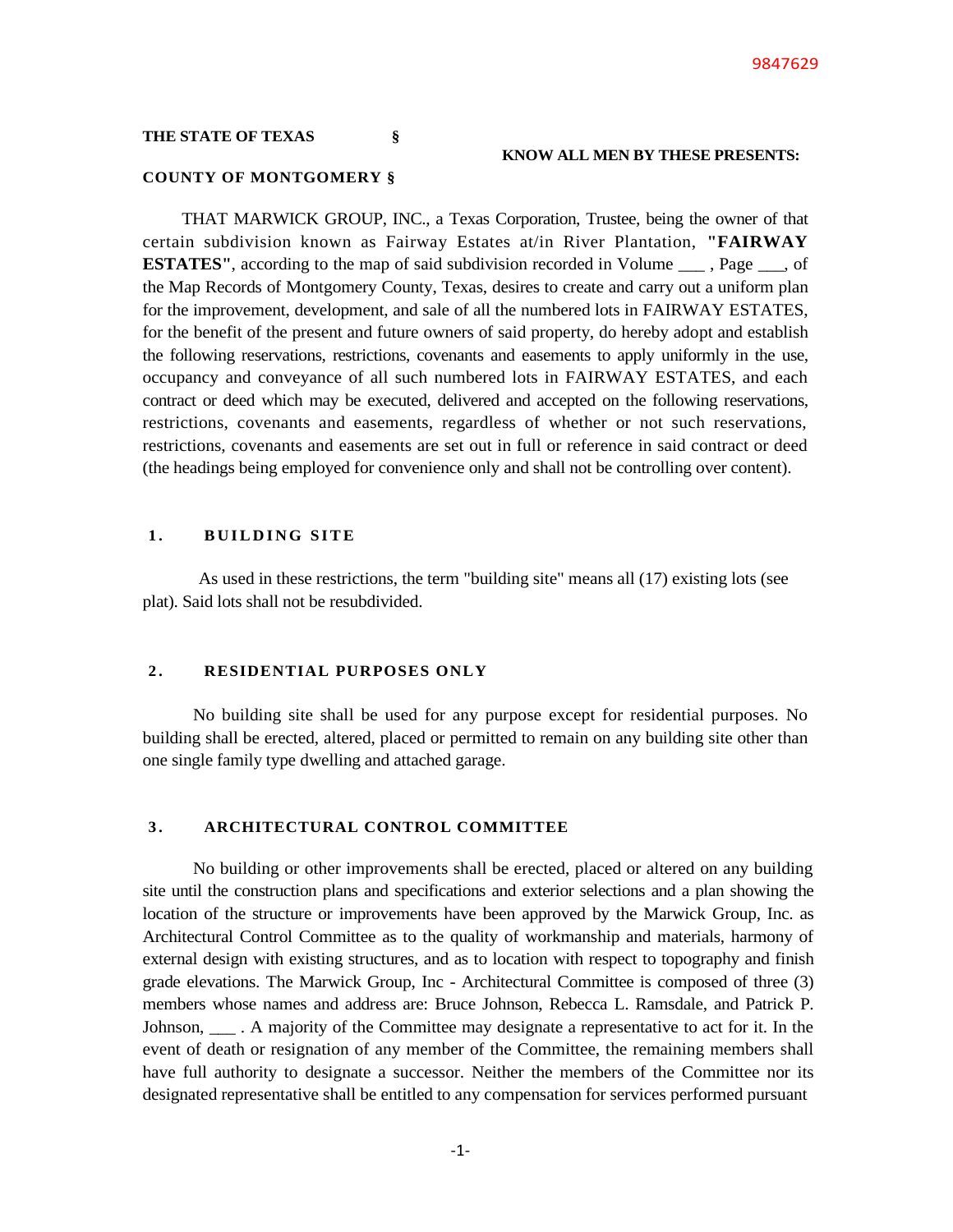9847629

**THE STATE OF TEXAS §**

**KNOW ALL MEN BY THESE PRESENTS:**

**COUNTY OF MONTGOMERY §**

THAT MARWICK GROUP, INC., a Texas Corporation, Trustee, being the owner of that certain subdivision known as Fairway Estates at/in River Plantation, **"FAIRWAY ESTATES"**, according to the map of said subdivision recorded in Volume ___ , Page ___, of the Map Records of Montgomery County, Texas, desires to create and carry out a uniform plan for the improvement, development, and sale of all the numbered lots in FAIRWAY ESTATES, for the benefit of the present and future owners of said property, do hereby adopt and establish the following reservations, restrictions, covenants and easements to apply uniformly in the use, occupancy and conveyance of all such numbered lots in FAIRWAY ESTATES, and each contract or deed which may be executed, delivered and accepted on the following reservations, restrictions, covenants and easements, regardless of whether or not such reservations, restrictions, covenants and easements are set out in full or reference in said contract or deed (the headings being employed for convenience only and shall not be controlling over content).

## 1. BUILDING SITE

As used in these restrictions, the term "building site" means all (17) existing lots (see plat). Said lots shall not be resubdivided.

## 2. RESIDENTIAL PURPOSES ONLY

No building site shall be used for any purpose except for residential purposes. No building shall be erected, altered, placed or permitted to remain on any building site other than one single family type dwelling and attached garage.

## 3. ARCHITECTURAL CONTROL COMMITTEE

No building or other improvements shall be erected, placed or altered on any building site until the construction plans and specifications and exterior selections and a plan showing the location of the structure or improvements have been approved by the Marwick Group, Inc. as Architectural Control Committee as to the quality of workmanship and materials, harmony of external design with existing structures, and as to location with respect to topography and finish grade elevations. The Marwick Group, Inc - Architectural Committee is composed of three (3) members whose names and address are: Bruce Johnson, Rebecca L. Ramsdale, and Patrick P. Johnson, ___ . A majority of the Committee may designate a representative to act for it. In the event of death or resignation of any member of the Committee, the remaining members shall have full authority to designate a successor. Neither the members of the Committee nor its designated representative shall be entitled to any compensation for services performed pursuant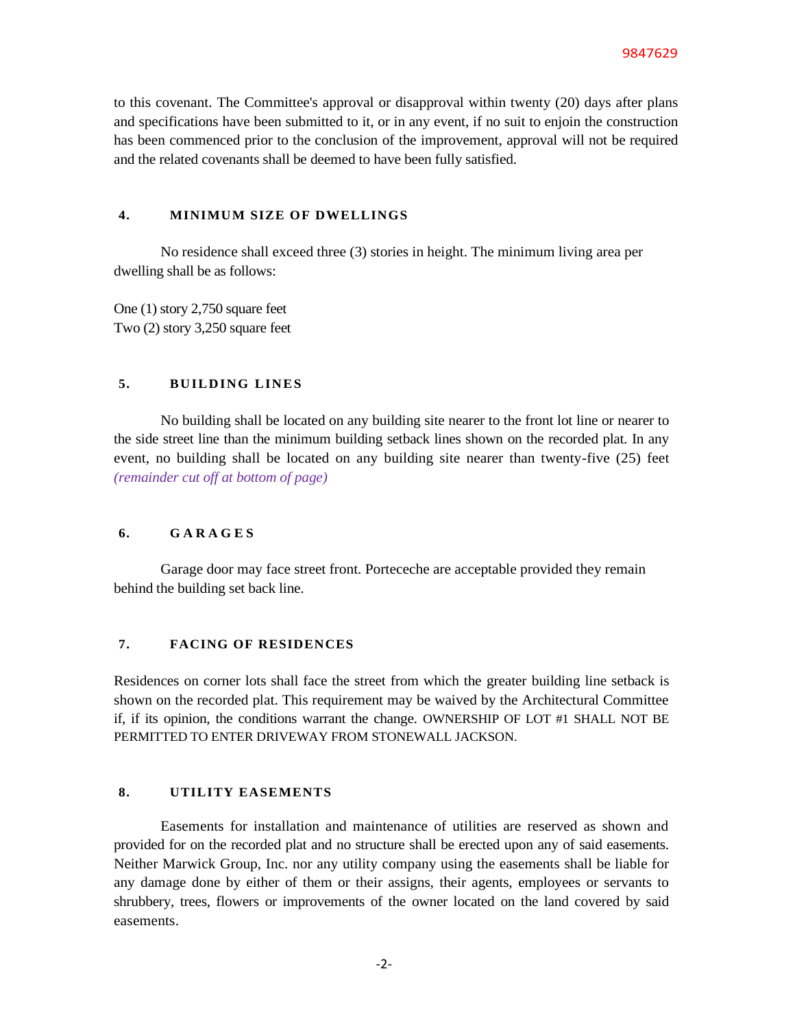to this covenant. The Committee's approval or disapproval within twenty (20) days after plans and specifications have been submitted to it, or in any event, if no suit to enjoin the construction has been commenced prior to the conclusion of the improvement, approval will not be required and the related covenants shall be deemed to have been fully satisfied.

## 4. MINIMUM SIZE OF DWELLINGS

No residence shall exceed three (3) stories in height. The minimum living area per dwelling shall be as follows:

One (1) story 2,750 square feet
Two (2) story 3,250 square feet

## 5. BUILDING LINES

No building shall be located on any building site nearer to the front lot line or nearer to the side street line than the minimum building setback lines shown on the recorded plat. In any event, no building shall be located on any building site nearer than twenty-five (25) feet *(remainder cut off at bottom of page)*

## 6. GARAGES

Garage door may face street front. Porteceche are acceptable provided they remain behind the building set back line.

## 7. FACING OF RESIDENCES

Residences on corner lots shall face the street from which the greater building line setback is shown on the recorded plat. This requirement may be waived by the Architectural Committee if, if its opinion, the conditions warrant the change. OWNERSHIP OF LOT #1 SHALL NOT BE PERMITTED TO ENTER DRIVEWAY FROM STONEWALL JACKSON.

## 8. UTILITY EASEMENTS

Easements for installation and maintenance of utilities are reserved as shown and provided for on the recorded plat and no structure shall be erected upon any of said easements. Neither Marwick Group, Inc. nor any utility company using the easements shall be liable for any damage done by either of them or their assigns, their agents, employees or servants to shrubbery, trees, flowers or improvements of the owner located on the land covered by said easements.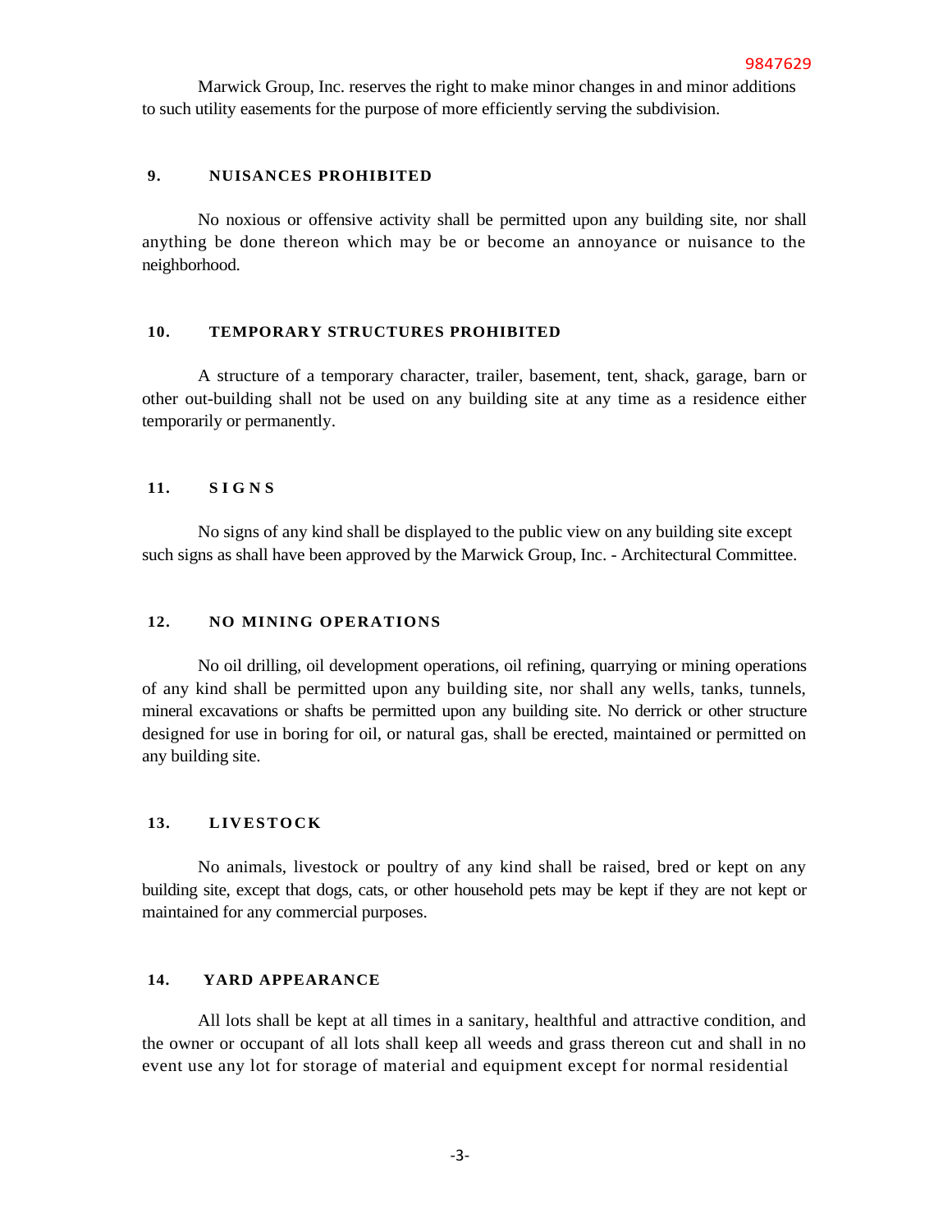Marwick Group, Inc. reserves the right to make minor changes in and minor additions to such utility easements for the purpose of more efficiently serving the subdivision.

## 9. NUISANCES PROHIBITED

No noxious or offensive activity shall be permitted upon any building site, nor shall anything be done thereon which may be or become an annoyance or nuisance to the neighborhood.

## 10. TEMPORARY STRUCTURES PROHIBITED

A structure of a temporary character, trailer, basement, tent, shack, garage, barn or other out-building shall not be used on any building site at any time as a residence either temporarily or permanently.

## 11. SIGNS

No signs of any kind shall be displayed to the public view on any building site except such signs as shall have been approved by the Marwick Group, Inc. - Architectural Committee.

## 12. NO MINING OPERATIONS

No oil drilling, oil development operations, oil refining, quarrying or mining operations of any kind shall be permitted upon any building site, nor shall any wells, tanks, tunnels, mineral excavations or shafts be permitted upon any building site. No derrick or other structure designed for use in boring for oil, or natural gas, shall be erected, maintained or permitted on any building site.

## 13. LIVESTOCK

No animals, livestock or poultry of any kind shall be raised, bred or kept on any building site, except that dogs, cats, or other household pets may be kept if they are not kept or maintained for any commercial purposes.

## 14. YARD APPEARANCE

All lots shall be kept at all times in a sanitary, healthful and attractive condition, and the owner or occupant of all lots shall keep all weeds and grass thereon cut and shall in no event use any lot for storage of material and equipment except for normal residential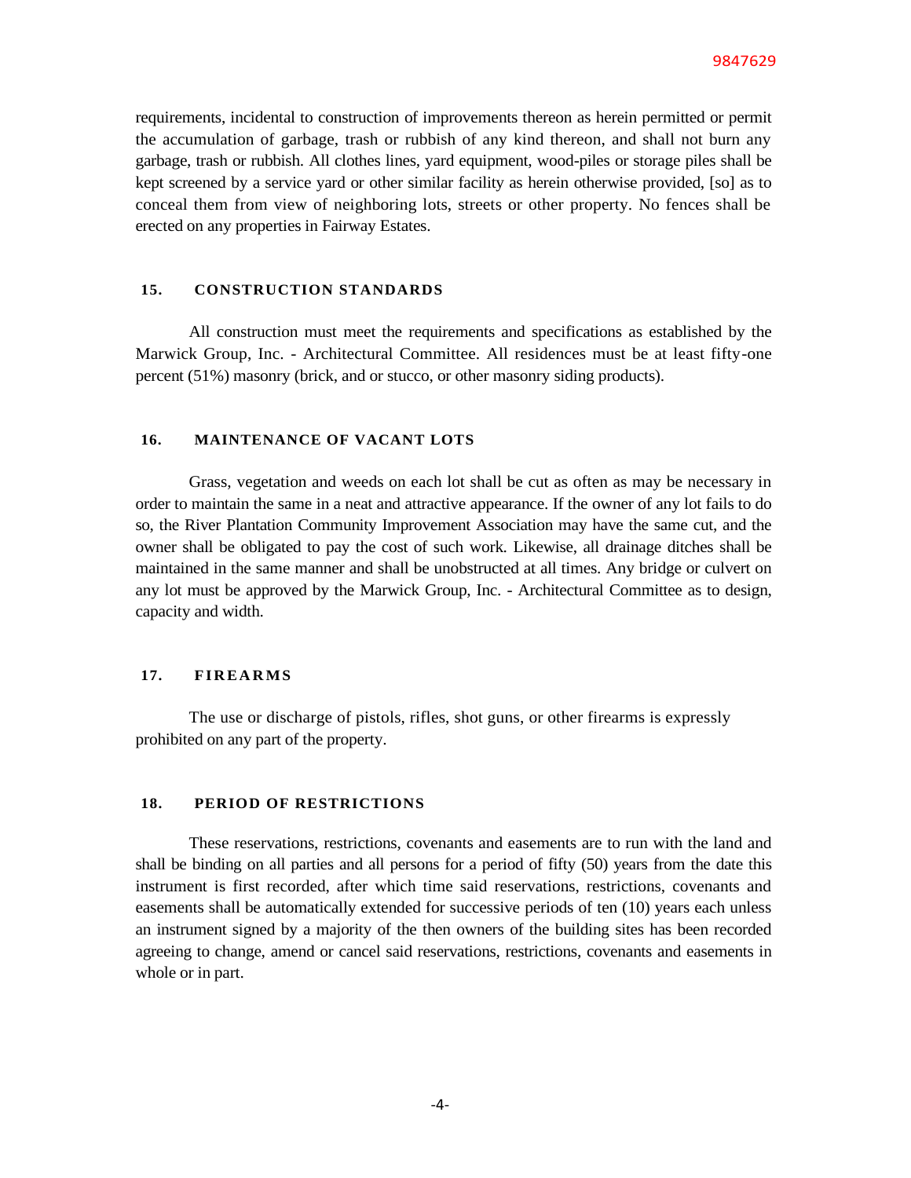requirements, incidental to construction of improvements thereon as herein permitted or permit the accumulation of garbage, trash or rubbish of any kind thereon, and shall not burn any garbage, trash or rubbish. All clothes lines, yard equipment, wood-piles or storage piles shall be kept screened by a service yard or other similar facility as herein otherwise provided, [so] as to conceal them from view of neighboring lots, streets or other property. No fences shall be erected on any properties in Fairway Estates.

## 15. CONSTRUCTION STANDARDS

All construction must meet the requirements and specifications as established by the Marwick Group, Inc. - Architectural Committee. All residences must be at least fifty-one percent (51%) masonry (brick, and or stucco, or other masonry siding products).

## 16. MAINTENANCE OF VACANT LOTS

Grass, vegetation and weeds on each lot shall be cut as often as may be necessary in order to maintain the same in a neat and attractive appearance. If the owner of any lot fails to do so, the River Plantation Community Improvement Association may have the same cut, and the owner shall be obligated to pay the cost of such work. Likewise, all drainage ditches shall be maintained in the same manner and shall be unobstructed at all times. Any bridge or culvert on any lot must be approved by the Marwick Group, Inc. - Architectural Committee as to design, capacity and width.

## 17. FIREARMS

The use or discharge of pistols, rifles, shot guns, or other firearms is expressly prohibited on any part of the property.

## 18. PERIOD OF RESTRICTIONS

These reservations, restrictions, covenants and easements are to run with the land and shall be binding on all parties and all persons for a period of fifty (50) years from the date this instrument is first recorded, after which time said reservations, restrictions, covenants and easements shall be automatically extended for successive periods of ten (10) years each unless an instrument signed by a majority of the then owners of the building sites has been recorded agreeing to change, amend or cancel said reservations, restrictions, covenants and easements in whole or in part.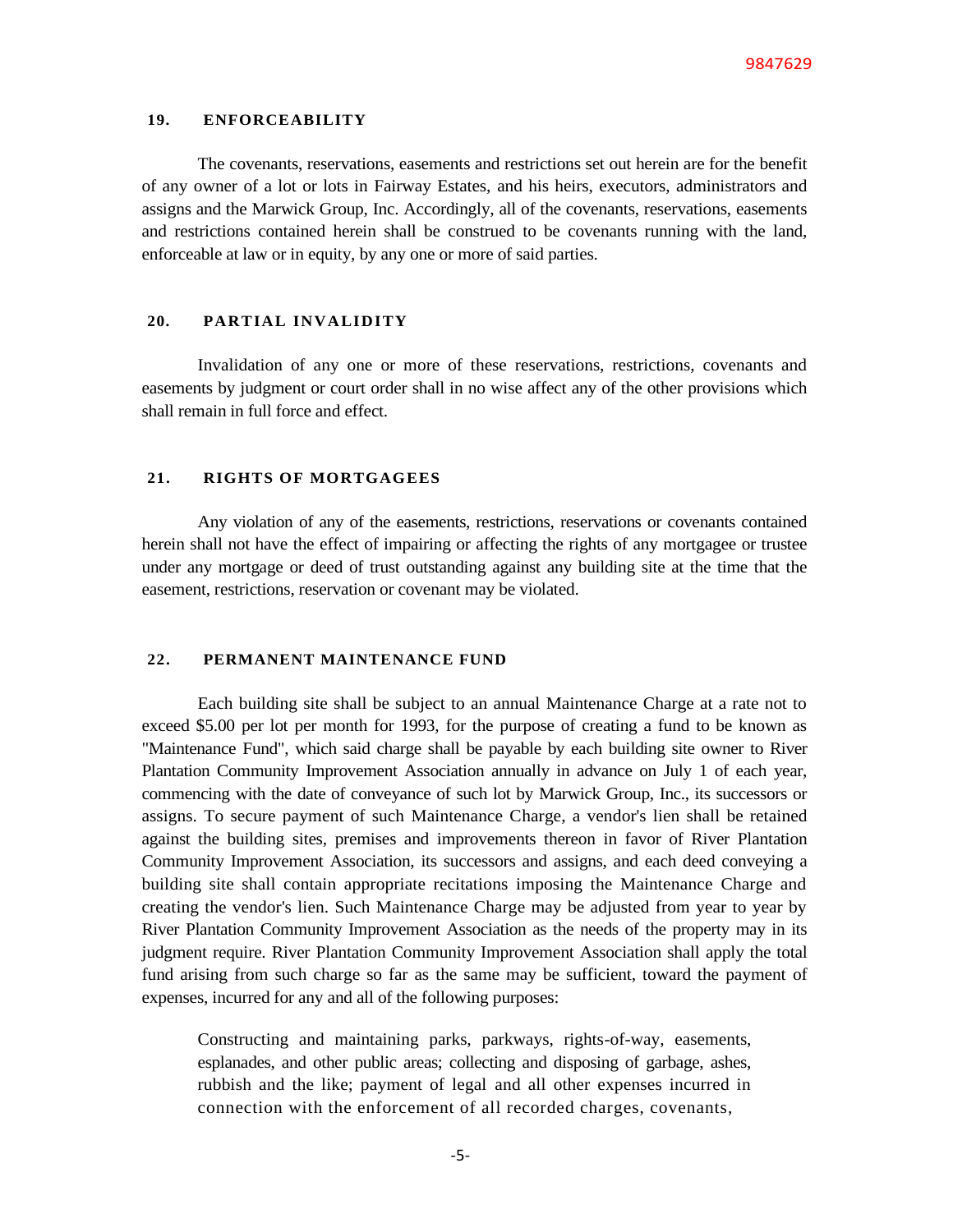## 19. ENFORCEABILITY

The covenants, reservations, easements and restrictions set out herein are for the benefit of any owner of a lot or lots in Fairway Estates, and his heirs, executors, administrators and assigns and the Marwick Group, Inc. Accordingly, all of the covenants, reservations, easements and restrictions contained herein shall be construed to be covenants running with the land, enforceable at law or in equity, by any one or more of said parties.

## 20. PARTIAL INVALIDITY

Invalidation of any one or more of these reservations, restrictions, covenants and easements by judgment or court order shall in no wise affect any of the other provisions which shall remain in full force and effect.

## 21. RIGHTS OF MORTGAGEES

Any violation of any of the easements, restrictions, reservations or covenants contained herein shall not have the effect of impairing or affecting the rights of any mortgagee or trustee under any mortgage or deed of trust outstanding against any building site at the time that the easement, restrictions, reservation or covenant may be violated.

## 22. PERMANENT MAINTENANCE FUND

Each building site shall be subject to an annual Maintenance Charge at a rate not to exceed $5.00 per lot per month for 1993, for the purpose of creating a fund to be known as "Maintenance Fund", which said charge shall be payable by each building site owner to River Plantation Community Improvement Association annually in advance on July 1 of each year, commencing with the date of conveyance of such lot by Marwick Group, Inc., its successors or assigns. To secure payment of such Maintenance Charge, a vendor's lien shall be retained against the building sites, premises and improvements thereon in favor of River Plantation Community Improvement Association, its successors and assigns, and each deed conveying a building site shall contain appropriate recitations imposing the Maintenance Charge and creating the vendor's lien. Such Maintenance Charge may be adjusted from year to year by River Plantation Community Improvement Association as the needs of the property may in its judgment require. River Plantation Community Improvement Association shall apply the total fund arising from such charge so far as the same may be sufficient, toward the payment of expenses, incurred for any and all of the following purposes:

> Constructing and maintaining parks, parkways, rights-of-way, easements, esplanades, and other public areas; collecting and disposing of garbage, ashes, rubbish and the like; payment of legal and all other expenses incurred in connection with the enforcement of all recorded charges, covenants,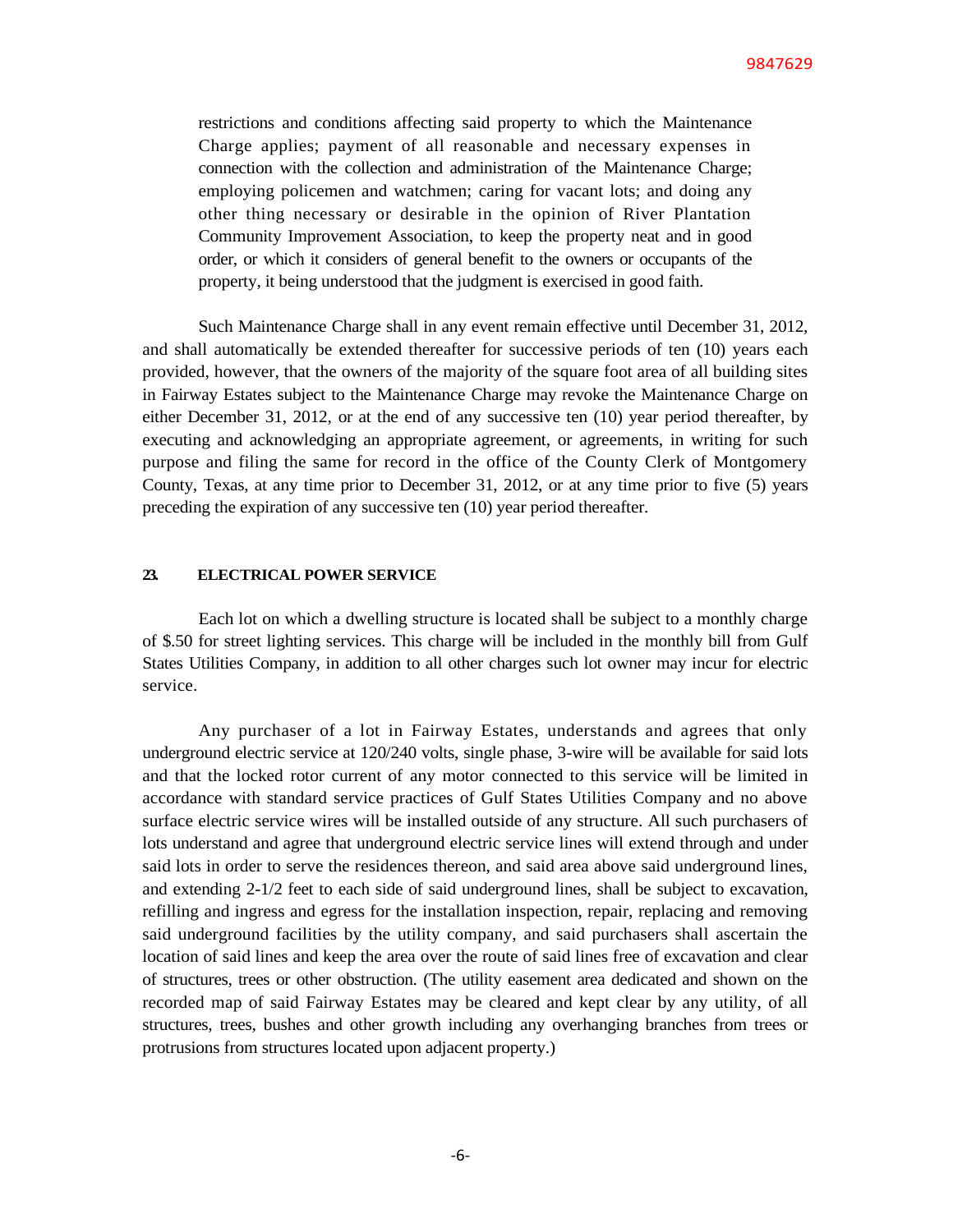restrictions and conditions affecting said property to which the Maintenance Charge applies; payment of all reasonable and necessary expenses in connection with the collection and administration of the Maintenance Charge; employing policemen and watchmen; caring for vacant lots; and doing any other thing necessary or desirable in the opinion of River Plantation Community Improvement Association, to keep the property neat and in good order, or which it considers of general benefit to the owners or occupants of the property, it being understood that the judgment is exercised in good faith.

Such Maintenance Charge shall in any event remain effective until December 31, 2012, and shall automatically be extended thereafter for successive periods of ten (10) years each provided, however, that the owners of the majority of the square foot area of all building sites in Fairway Estates subject to the Maintenance Charge may revoke the Maintenance Charge on either December 31, 2012, or at the end of any successive ten (10) year period thereafter, by executing and acknowledging an appropriate agreement, or agreements, in writing for such purpose and filing the same for record in the office of the County Clerk of Montgomery County, Texas, at any time prior to December 31, 2012, or at any time prior to five (5) years preceding the expiration of any successive ten (10) year period thereafter.

**23. ELECTRICAL POWER SERVICE**

Each lot on which a dwelling structure is located shall be subject to a monthly charge of $.50 for street lighting services. This charge will be included in the monthly bill from Gulf States Utilities Company, in addition to all other charges such lot owner may incur for electric service.

Any purchaser of a lot in Fairway Estates, understands and agrees that only underground electric service at 120/240 volts, single phase, 3-wire will be available for said lots and that the locked rotor current of any motor connected to this service will be limited in accordance with standard service practices of Gulf States Utilities Company and no above surface electric service wires will be installed outside of any structure. All such purchasers of lots understand and agree that underground electric service lines will extend through and under said lots in order to serve the residences thereon, and said area above said underground lines, and extending 2-1/2 feet to each side of said underground lines, shall be subject to excavation, refilling and ingress and egress for the installation inspection, repair, replacing and removing said underground facilities by the utility company, and said purchasers shall ascertain the location of said lines and keep the area over the route of said lines free of excavation and clear of structures, trees or other obstruction. (The utility easement area dedicated and shown on the recorded map of said Fairway Estates may be cleared and kept clear by any utility, of all structures, trees, bushes and other growth including any overhanging branches from trees or protrusions from structures located upon adjacent property.)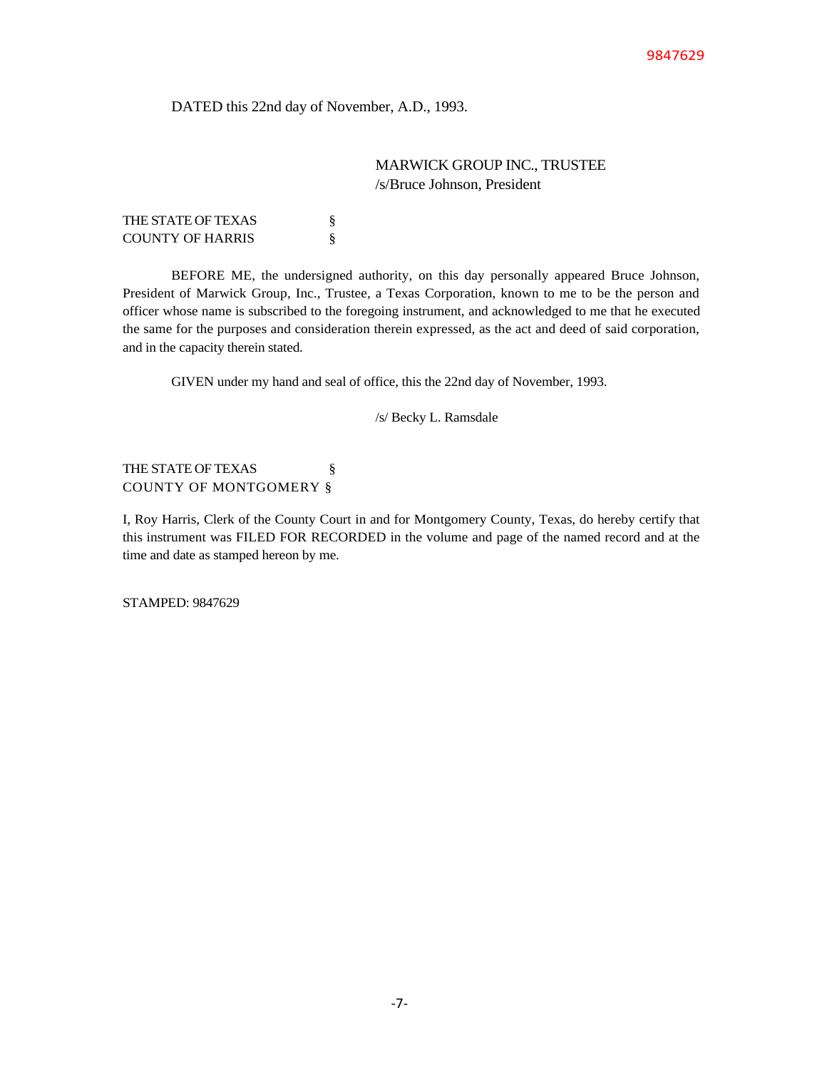DATED this 22nd day of November, A.D., 1993.

MARWICK GROUP INC., TRUSTEE
/s/Bruce Johnson, President

THE STATE OF TEXAS §
COUNTY OF HARRIS §

BEFORE ME, the undersigned authority, on this day personally appeared Bruce Johnson, President of Marwick Group, Inc., Trustee, a Texas Corporation, known to me to be the person and officer whose name is subscribed to the foregoing instrument, and acknowledged to me that he executed the same for the purposes and consideration therein expressed, as the act and deed of said corporation, and in the capacity therein stated.

GIVEN under my hand and seal of office, this the 22nd day of November, 1993.

/s/ Becky L. Ramsdale

THE STATE OF TEXAS §
COUNTY OF MONTGOMERY §

I, Roy Harris, Clerk of the County Court in and for Montgomery County, Texas, do hereby certify that this instrument was FILED FOR RECORDED in the volume and page of the named record and at the time and date as stamped hereon by me.

STAMPED: 9847629